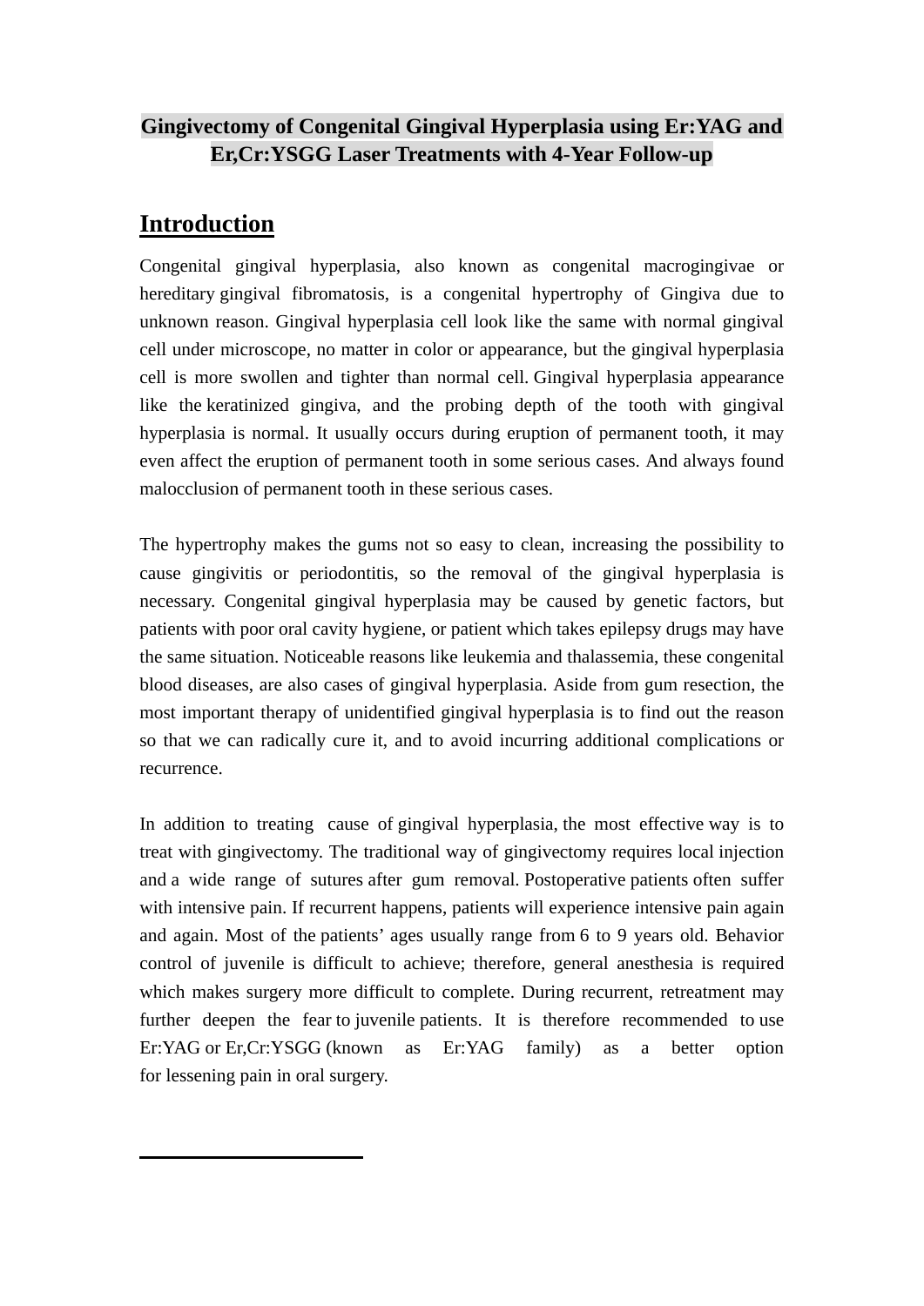# Gingivectomy of Congenital Gingival Hyperplasia using Er:YAG and Er,Cr:YSGG Laser Treatments with 4-Year Follow-up

## Introduction

Congenital gingival hyperplasia, also known as congenital macrogingivae or hereditary gingival fibromatosis, is a congenital hypertrophy of Gingiva due to unknown reason. Gingival hyperplasia cell look like the same with normal gingival cell under microscope, no matter in color or appearance, but the gingival hyperplasia cell is more swollen and tighter than normal cell. Gingival hyperplasia appearance like the keratinized gingiva, and the probing depth of the tooth with gingival hyperplasia is normal. It usually occurs during eruption of permanent tooth, it may even affect the eruption of permanent tooth in some serious cases. And always found malocclusion of permanent tooth in these serious cases.

The hypertrophy makes the gums not so easy to clean, increasing the possibility to cause gingivitis or periodontitis, so the removal of the gingival hyperplasia is necessary. Congenital gingival hyperplasia may be caused by genetic factors, but patients with poor oral cavity hygiene, or patient which takes epilepsy drugs may have the same situation. Noticeable reasons like leukemia and thalassemia, these congenital blood diseases, are also cases of gingival hyperplasia. Aside from gum resection, the most important therapy of unidentified gingival hyperplasia is to find out the reason so that we can radically cure it, and to avoid incurring additional complications or recurrence.

In addition to treating cause of gingival hyperplasia, the most effective way is to treat with gingivectomy. The traditional way of gingivectomy requires local injection and a wide range of sutures after gum removal. Postoperative patients often suffer with intensive pain. If recurrent happens, patients will experience intensive pain again and again. Most of the patients' ages usually range from 6 to 9 years old. Behavior control of juvenile is difficult to achieve; therefore, general anesthesia is required which makes surgery more difficult to complete. During recurrent, retreatment may further deepen the fear to juvenile patients. It is therefore recommended to use Er:YAG or Er,Cr:YSGG (known as Er:YAG family) as a better option for lessening pain in oral surgery.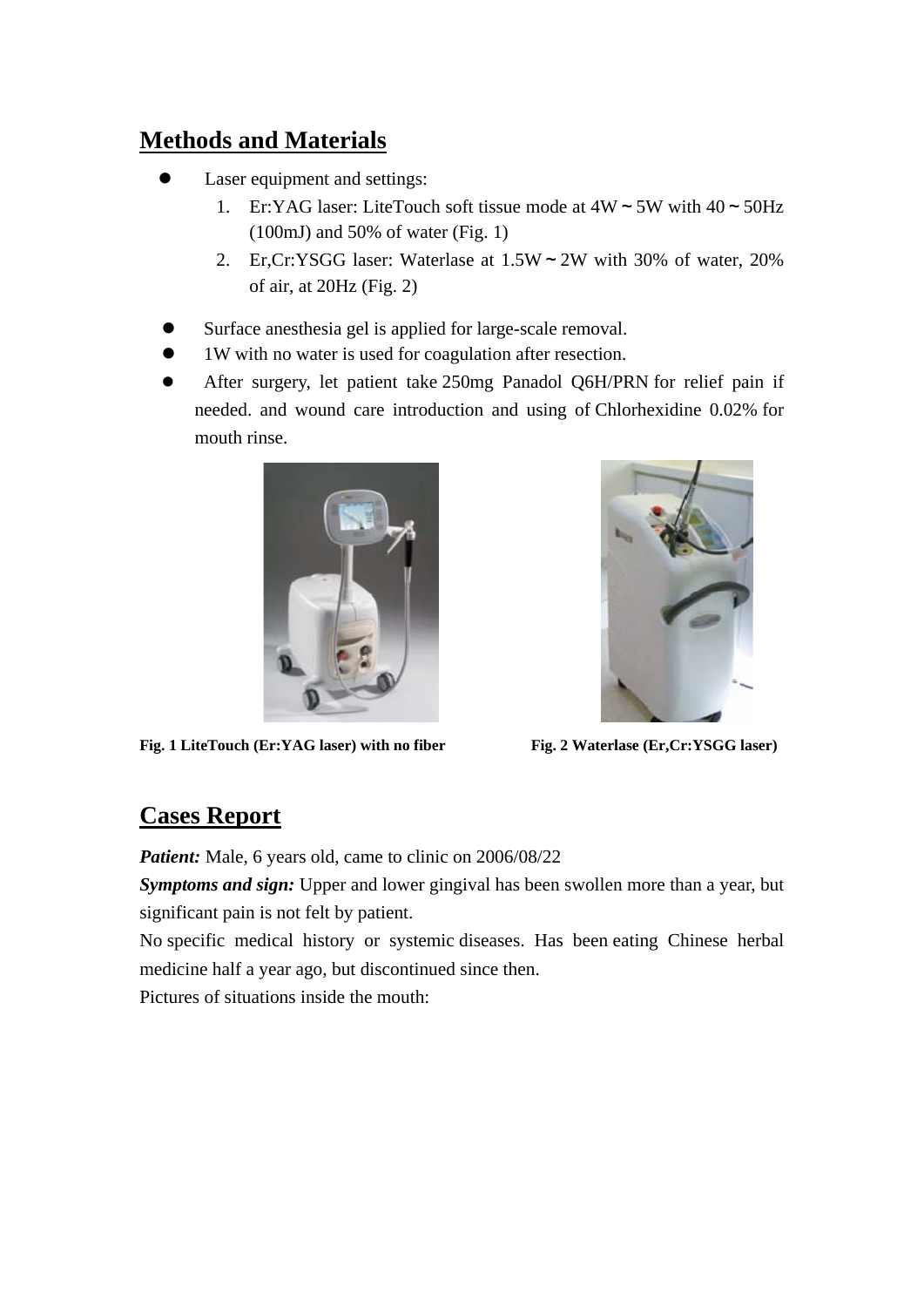## Methods and Materials

- Laser equipment and settings:
  1. Er:YAG laser: LiteTouch soft tissue mode at 4W～5W with 40～50Hz (100mJ) and 50% of water (Fig. 1)
  2. Er,Cr:YSGG laser: Waterlase at 1.5W～2W with 30% of water, 20% of air, at 20Hz (Fig. 2)

- Surface anesthesia gel is applied for large-scale removal.
- 1W with no water is used for coagulation after resection.
- After surgery, let patient take 250mg Panadol Q6H/PRN for relief pain if needed. and wound care introduction and using of Chlorhexidine 0.02% for mouth rinse.

**Fig. 1 LiteTouch (Er:YAG laser) with no fiber**

**Fig. 2 Waterlase (Er,Cr:YSGG laser)**

## Cases Report

***Patient:*** Male, 6 years old, came to clinic on 2006/08/22

***Symptoms and sign:*** Upper and lower gingival has been swollen more than a year, but significant pain is not felt by patient.

No specific medical history or systemic diseases. Has been eating Chinese herbal medicine half a year ago, but discontinued since then.

Pictures of situations inside the mouth: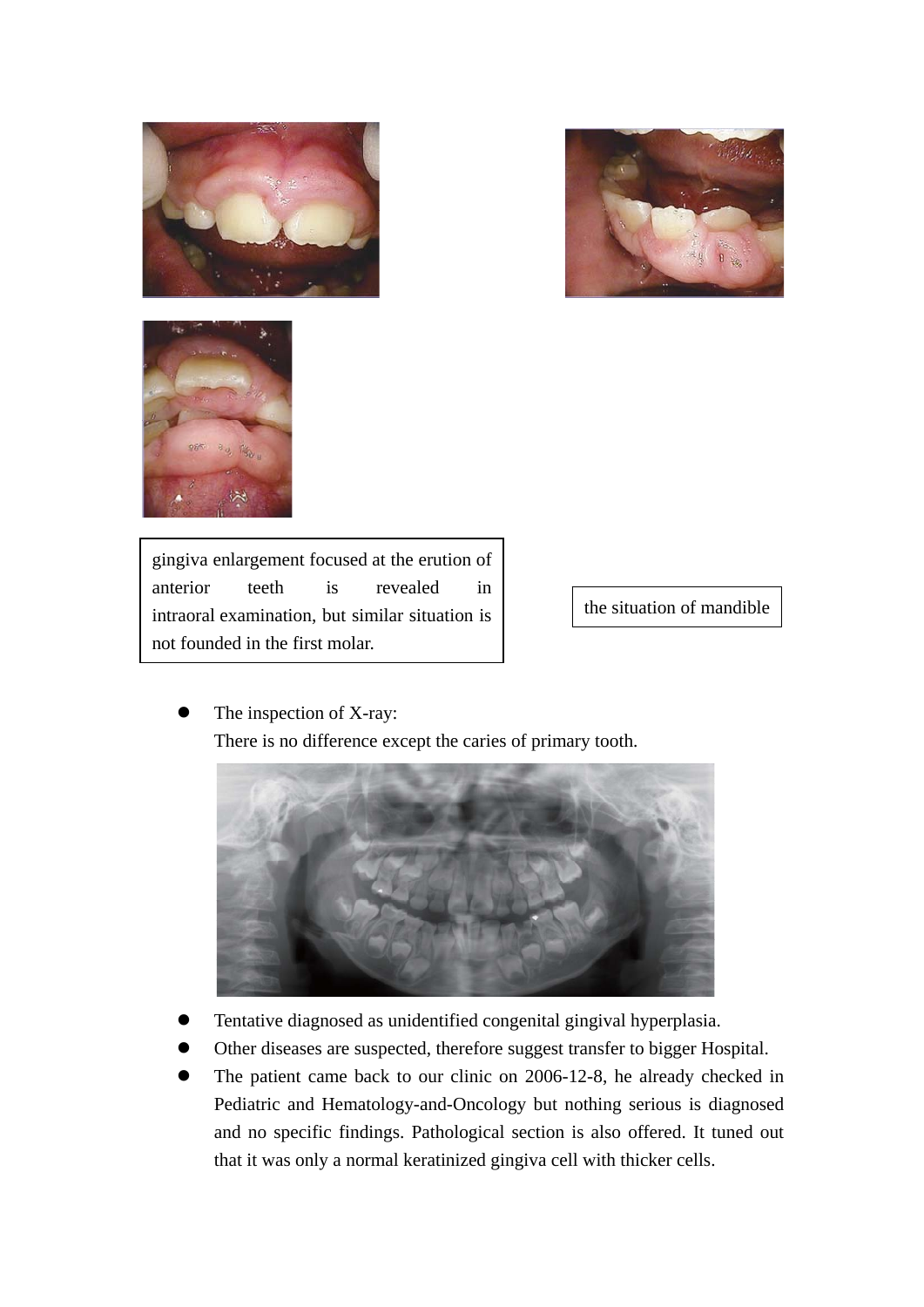gingiva enlargement focused at the erution of anterior teeth is revealed in intraoral examination, but similar situation is not founded in the first molar.

the situation of mandible

- The inspection of X-ray:
  There is no difference except the caries of primary tooth.

- Tentative diagnosed as unidentified congenital gingival hyperplasia.
- Other diseases are suspected, therefore suggest transfer to bigger Hospital.
- The patient came back to our clinic on 2006-12-8, he already checked in Pediatric and Hematology-and-Oncology but nothing serious is diagnosed and no specific findings. Pathological section is also offered. It tuned out that it was only a normal keratinized gingiva cell with thicker cells.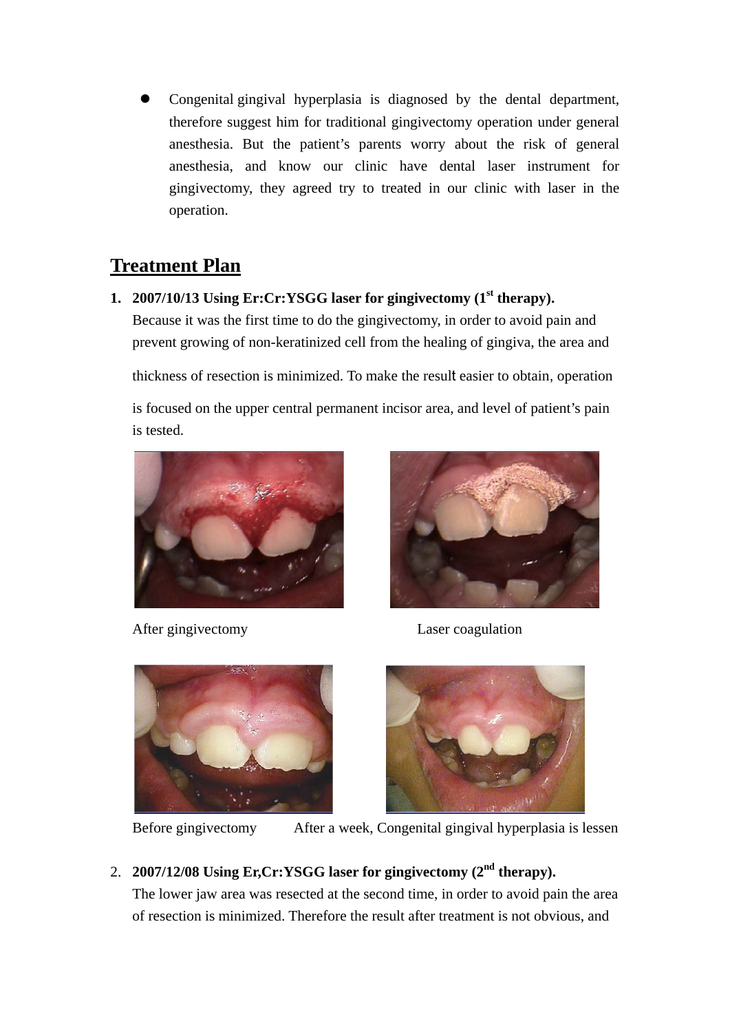- Congenital gingival hyperplasia is diagnosed by the dental department, therefore suggest him for traditional gingivectomy operation under general anesthesia. But the patient's parents worry about the risk of general anesthesia, and know our clinic have dental laser instrument for gingivectomy, they agreed try to treated in our clinic with laser in the operation.

## Treatment Plan

1. **2007/10/13 Using Er:Cr:YSGG laser for gingivectomy (1st therapy).**
   Because it was the first time to do the gingivectomy, in order to avoid pain and prevent growing of non-keratinized cell from the healing of gingiva, the area and thickness of resection is minimized. To make the result easier to obtain, operation is focused on the upper central permanent incisor area, and level of patient's pain is tested.

   After gingivectomy

   Laser coagulation

   Before gingivectomy

   After a week, Congenital gingival hyperplasia is lessen

2. **2007/12/08 Using Er,Cr:YSGG laser for gingivectomy (2nd therapy).**
   The lower jaw area was resected at the second time, in order to avoid pain the area of resection is minimized. Therefore the result after treatment is not obvious, and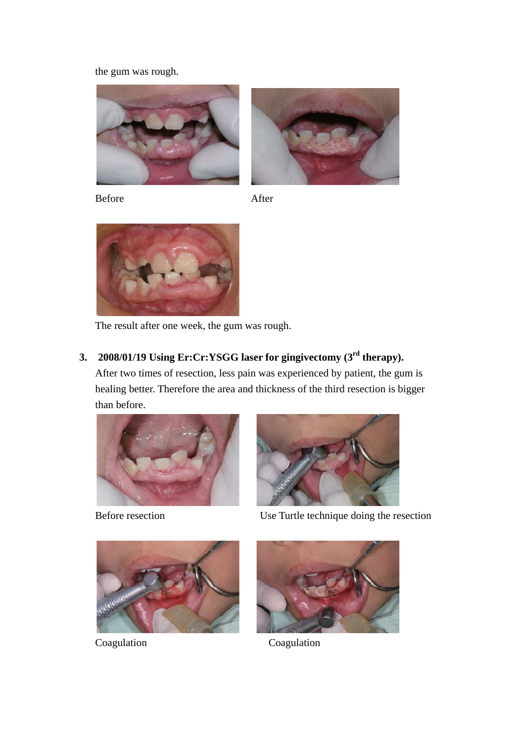the gum was rough.

Before

After

The result after one week, the gum was rough.

3. **2008/01/19 Using Er:Cr:YSGG laser for gingivectomy (3rd therapy).**

   After two times of resection, less pain was experienced by patient, the gum is healing better. Therefore the area and thickness of the third resection is bigger than before.

Before resection

Use Turtle technique doing the resection

Coagulation

Coagulation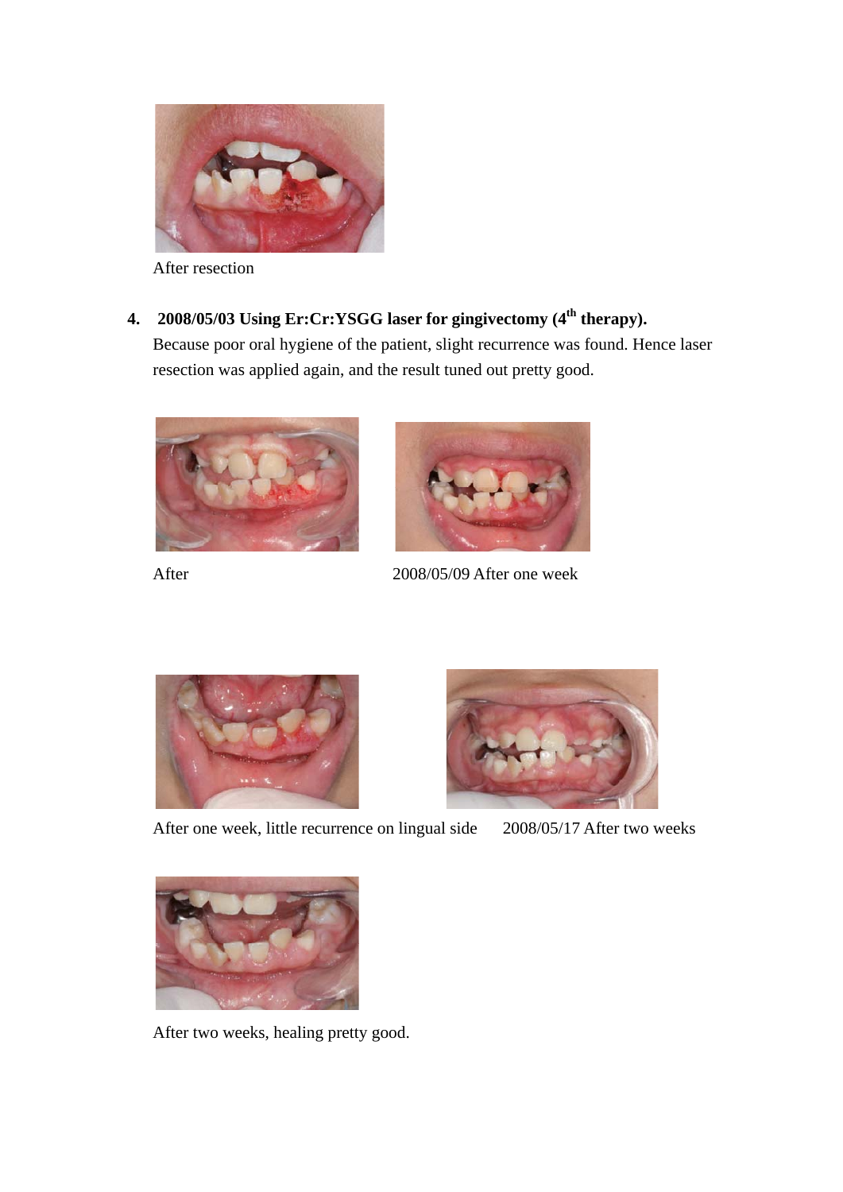After resection

4. **2008/05/03 Using Er:Cr:YSGG laser for gingivectomy (4th therapy).**

Because poor oral hygiene of the patient, slight recurrence was found. Hence laser resection was applied again, and the result tuned out pretty good.

After

2008/05/09 After one week

After one week, little recurrence on lingual side

2008/05/17 After two weeks

After two weeks, healing pretty good.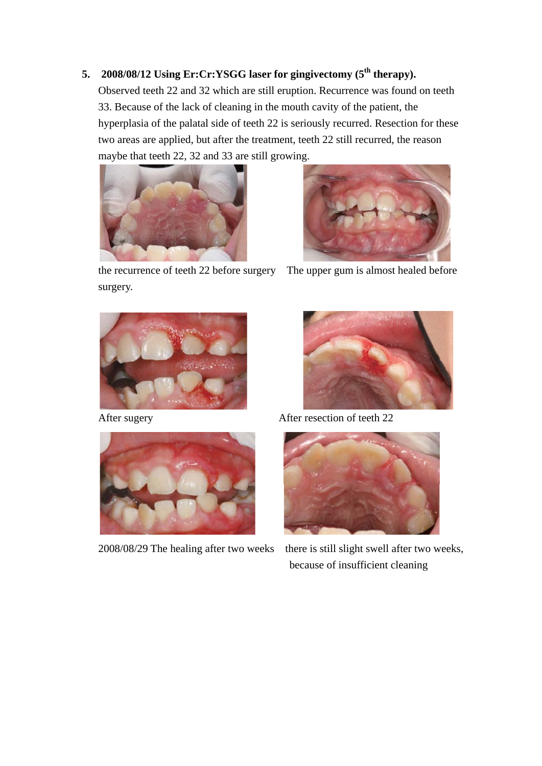**5. 2008/08/12 Using Er:Cr:YSGG laser for gingivectomy (5th therapy).**

Observed teeth 22 and 32 which are still eruption. Recurrence was found on teeth 33. Because of the lack of cleaning in the mouth cavity of the patient, the hyperplasia of the palatal side of teeth 22 is seriously recurred. Resection for these two areas are applied, but after the treatment, teeth 22 still recurred, the reason maybe that teeth 22, 32 and 33 are still growing.

the recurrence of teeth 22 before surgery

The upper gum is almost healed before surgery.

After sugery

After resection of teeth 22

2008/08/29 The healing after two weeks

there is still slight swell after two weeks, because of insufficient cleaning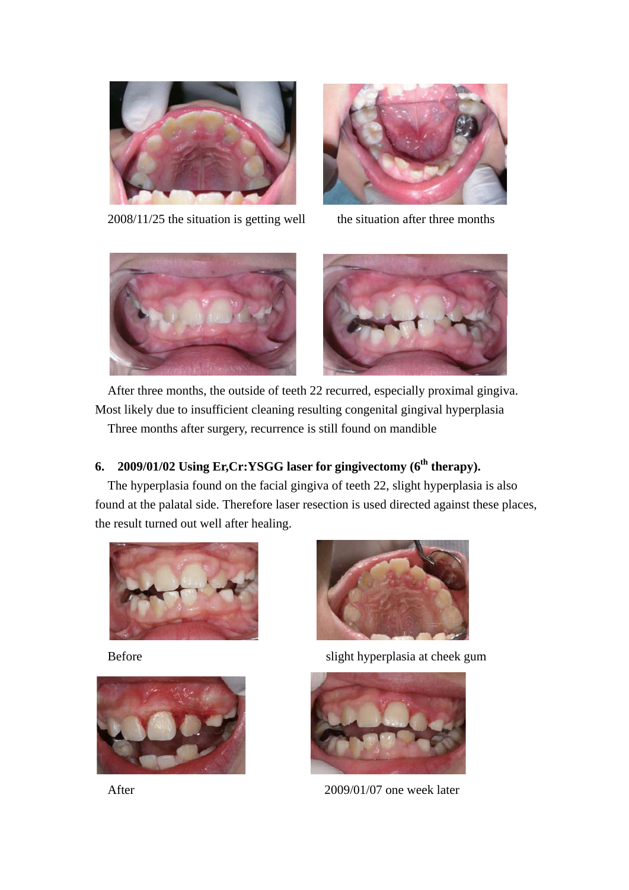2008/11/25 the situation is getting well

the situation after three months

After three months, the outside of teeth 22 recurred, especially proximal gingiva. Most likely due to insufficient cleaning resulting congenital gingival hyperplasia

Three months after surgery, recurrence is still found on mandible

## 6. 2009/01/02 Using Er,Cr:YSGG laser for gingivectomy (6th therapy).

The hyperplasia found on the facial gingiva of teeth 22, slight hyperplasia is also found at the palatal side. Therefore laser resection is used directed against these places, the result turned out well after healing.

Before

slight hyperplasia at cheek gum

After

2009/01/07 one week later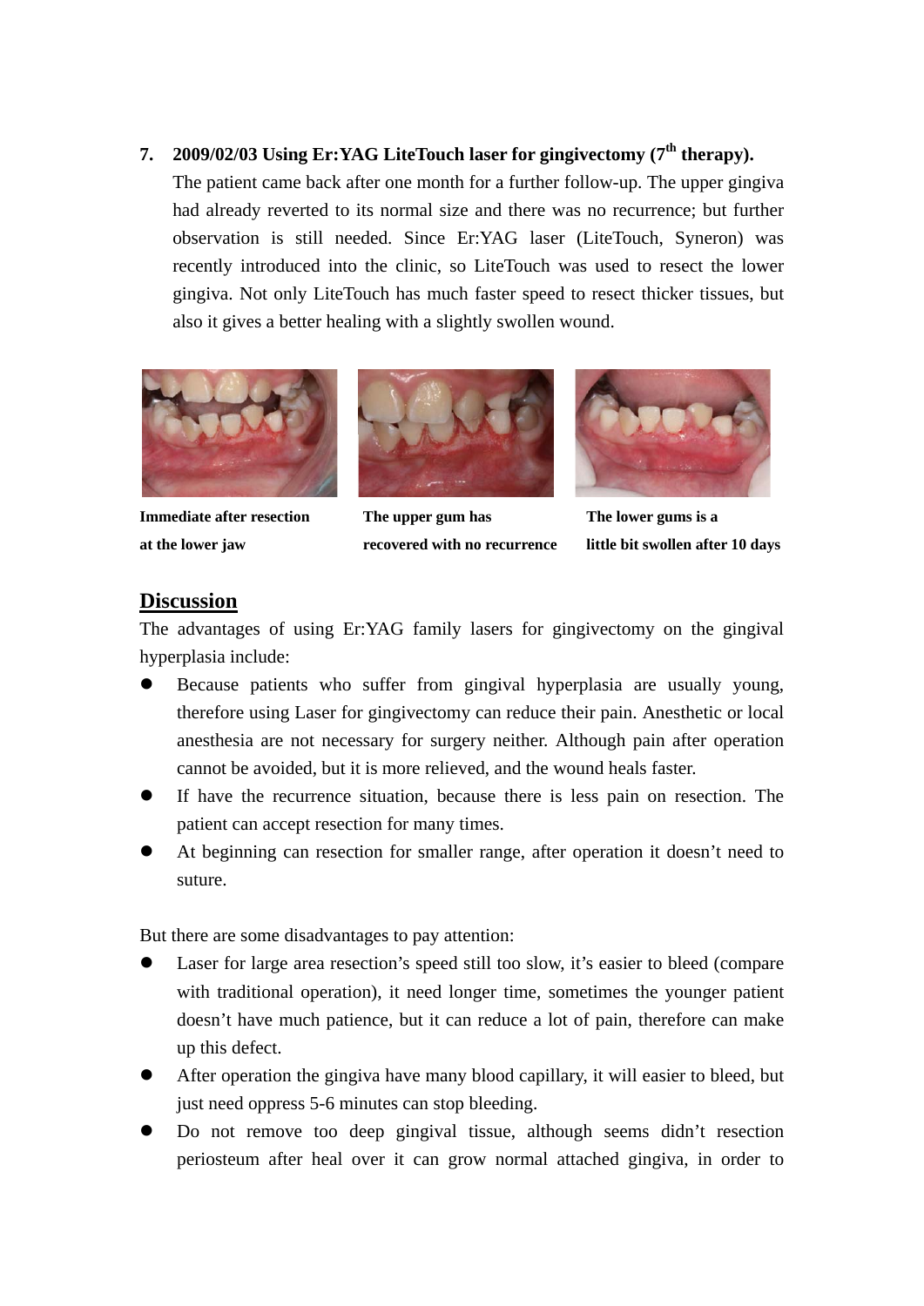7. **2009/02/03 Using Er:YAG LiteTouch laser for gingivectomy (7th therapy).**

   The patient came back after one month for a further follow-up. The upper gingiva had already reverted to its normal size and there was no recurrence; but further observation is still needed. Since Er:YAG laser (LiteTouch, Syneron) was recently introduced into the clinic, so LiteTouch was used to resect the lower gingiva. Not only LiteTouch has much faster speed to resect thicker tissues, but also it gives a better healing with a slightly swollen wound.

**Immediate after resection at the lower jaw**

**The upper gum has recovered with no recurrence**

**The lower gums is a little bit swollen after 10 days**

## Discussion

The advantages of using Er:YAG family lasers for gingivectomy on the gingival hyperplasia include:

- Because patients who suffer from gingival hyperplasia are usually young, therefore using Laser for gingivectomy can reduce their pain. Anesthetic or local anesthesia are not necessary for surgery neither. Although pain after operation cannot be avoided, but it is more relieved, and the wound heals faster.
- If have the recurrence situation, because there is less pain on resection. The patient can accept resection for many times.
- At beginning can resection for smaller range, after operation it doesn't need to suture.

But there are some disadvantages to pay attention:

- Laser for large area resection's speed still too slow, it's easier to bleed (compare with traditional operation), it need longer time, sometimes the younger patient doesn't have much patience, but it can reduce a lot of pain, therefore can make up this defect.
- After operation the gingiva have many blood capillary, it will easier to bleed, but just need oppress 5-6 minutes can stop bleeding.
- Do not remove too deep gingival tissue, although seems didn't resection periosteum after heal over it can grow normal attached gingiva, in order to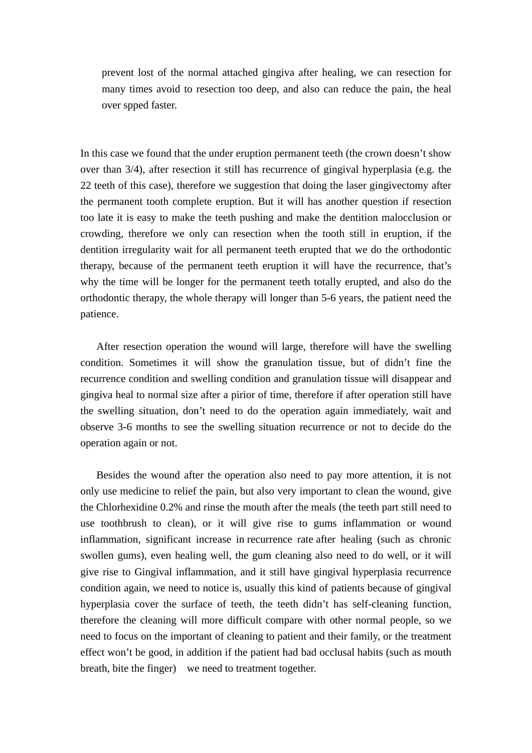prevent lost of the normal attached gingiva after healing, we can resection for many times avoid to resection too deep, and also can reduce the pain, the heal over spped faster.

In this case we found that the under eruption permanent teeth (the crown doesn't show over than 3/4), after resection it still has recurrence of gingival hyperplasia (e.g. the 22 teeth of this case), therefore we suggestion that doing the laser gingivectomy after the permanent tooth complete eruption. But it will has another question if resection too late it is easy to make the teeth pushing and make the dentition malocclusion or crowding, therefore we only can resection when the tooth still in eruption, if the dentition irregularity wait for all permanent teeth erupted that we do the orthodontic therapy, because of the permanent teeth eruption it will have the recurrence, that's why the time will be longer for the permanent teeth totally erupted, and also do the orthodontic therapy, the whole therapy will longer than 5-6 years, the patient need the patience.

After resection operation the wound will large, therefore will have the swelling condition. Sometimes it will show the granulation tissue, but of didn't fine the recurrence condition and swelling condition and granulation tissue will disappear and gingiva heal to normal size after a pirior of time, therefore if after operation still have the swelling situation, don't need to do the operation again immediately, wait and observe 3-6 months to see the swelling situation recurrence or not to decide do the operation again or not.

Besides the wound after the operation also need to pay more attention, it is not only use medicine to relief the pain, but also very important to clean the wound, give the Chlorhexidine 0.2% and rinse the mouth after the meals (the teeth part still need to use toothbrush to clean), or it will give rise to gums inflammation or wound inflammation, significant increase in recurrence rate after healing (such as chronic swollen gums), even healing well, the gum cleaning also need to do well, or it will give rise to Gingival inflammation, and it still have gingival hyperplasia recurrence condition again, we need to notice is, usually this kind of patients because of gingival hyperplasia cover the surface of teeth, the teeth didn't has self-cleaning function, therefore the cleaning will more difficult compare with other normal people, so we need to focus on the important of cleaning to patient and their family, or the treatment effect won't be good, in addition if the patient had bad occlusal habits (such as mouth breath, bite the finger) we need to treatment together.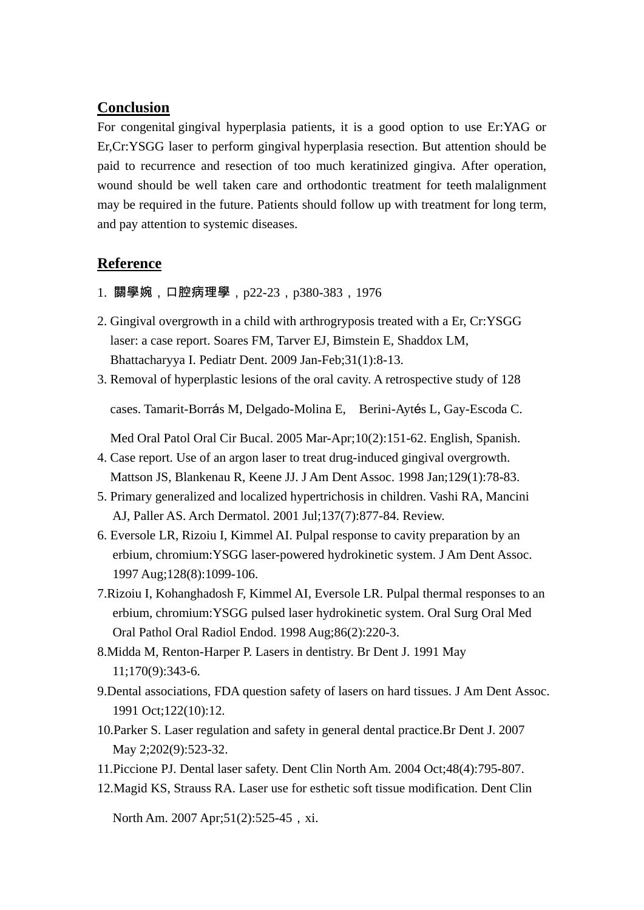## Conclusion

For congenital gingival hyperplasia patients, it is a good option to use Er:YAG or Er,Cr:YSGG laser to perform gingival hyperplasia resection. But attention should be paid to recurrence and resection of too much keratinized gingiva. After operation, wound should be well taken care and orthodontic treatment for teeth malalignment may be required in the future. Patients should follow up with treatment for long term, and pay attention to systemic diseases.

## Reference

1. 關學婉，口腔病理學，p22-23，p380-383，1976
2. Gingival overgrowth in a child with arthrogryposis treated with a Er, Cr:YSGG laser: a case report. Soares FM, Tarver EJ, Bimstein E, Shaddox LM, Bhattacharyya I. Pediatr Dent. 2009 Jan-Feb;31(1):8-13.
3. Removal of hyperplastic lesions of the oral cavity. A retrospective study of 128 cases. Tamarit-Borrás M, Delgado-Molina E, Berini-Aytés L, Gay-Escoda C. Med Oral Patol Oral Cir Bucal. 2005 Mar-Apr;10(2):151-62. English, Spanish.
4. Case report. Use of an argon laser to treat drug-induced gingival overgrowth. Mattson JS, Blankenau R, Keene JJ. J Am Dent Assoc. 1998 Jan;129(1):78-83.
5. Primary generalized and localized hypertrichosis in children. Vashi RA, Mancini AJ, Paller AS. Arch Dermatol. 2001 Jul;137(7):877-84. Review.
6. Eversole LR, Rizoiu I, Kimmel AI. Pulpal response to cavity preparation by an erbium, chromium:YSGG laser-powered hydrokinetic system. J Am Dent Assoc. 1997 Aug;128(8):1099-106.
7. Rizoiu I, Kohanghadosh F, Kimmel AI, Eversole LR. Pulpal thermal responses to an erbium, chromium:YSGG pulsed laser hydrokinetic system. Oral Surg Oral Med Oral Pathol Oral Radiol Endod. 1998 Aug;86(2):220-3.
8. Midda M, Renton-Harper P. Lasers in dentistry. Br Dent J. 1991 May 11;170(9):343-6.
9. Dental associations, FDA question safety of lasers on hard tissues. J Am Dent Assoc. 1991 Oct;122(10):12.
10. Parker S. Laser regulation and safety in general dental practice.Br Dent J. 2007 May 2;202(9):523-32.
11. Piccione PJ. Dental laser safety. Dent Clin North Am. 2004 Oct;48(4):795-807.
12. Magid KS, Strauss RA. Laser use for esthetic soft tissue modification. Dent Clin North Am. 2007 Apr;51(2):525-45，xi.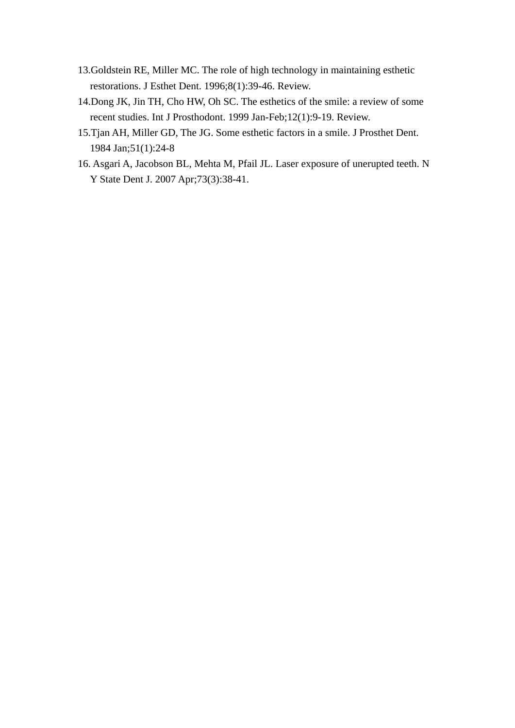13. Goldstein RE, Miller MC. The role of high technology in maintaining esthetic restorations. J Esthet Dent. 1996;8(1):39-46. Review.
14. Dong JK, Jin TH, Cho HW, Oh SC. The esthetics of the smile: a review of some recent studies. Int J Prosthodont. 1999 Jan-Feb;12(1):9-19. Review.
15. Tjan AH, Miller GD, The JG. Some esthetic factors in a smile. J Prosthet Dent. 1984 Jan;51(1):24-8
16. Asgari A, Jacobson BL, Mehta M, Pfail JL. Laser exposure of unerupted teeth. N Y State Dent J. 2007 Apr;73(3):38-41.